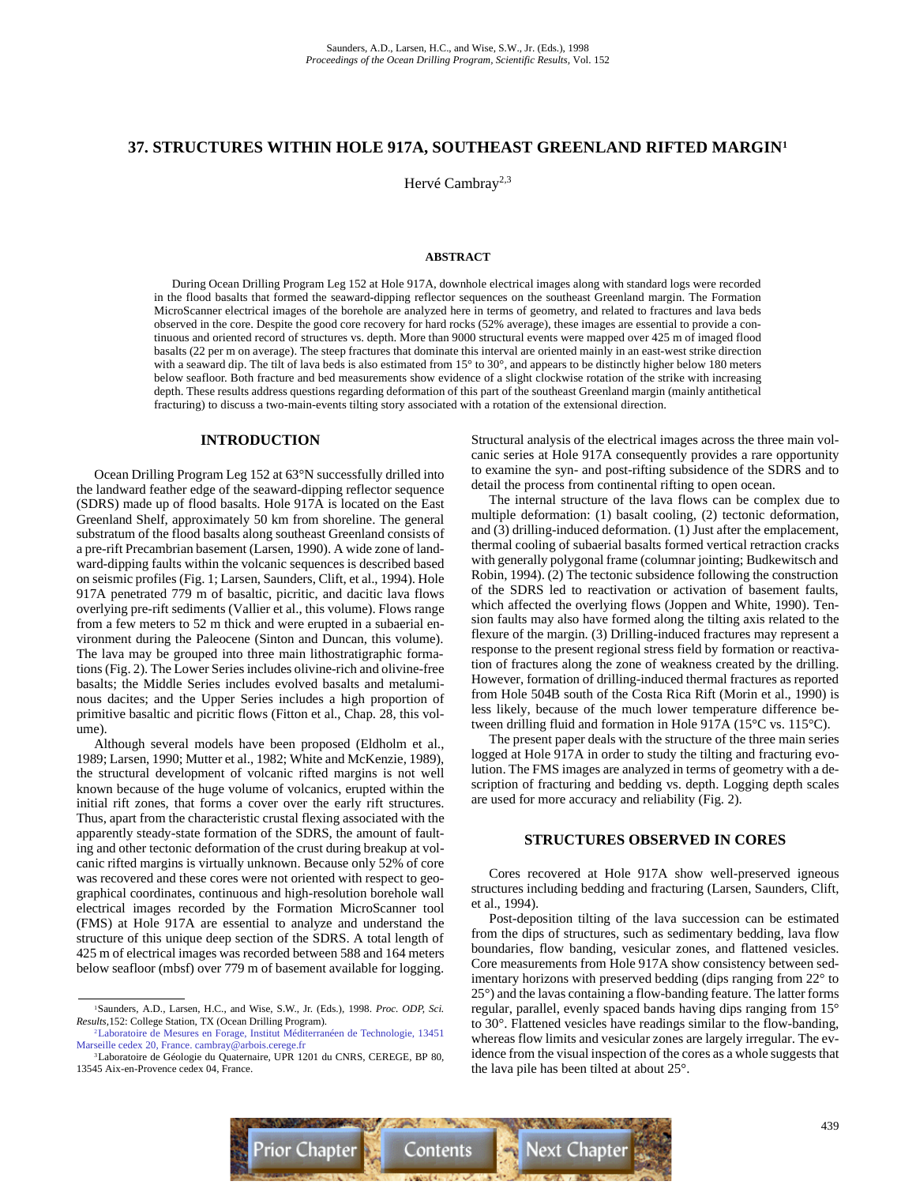# 37. STRUCTURES WITHIN HOLE 917A, SOUTHEAST GREENLAND RIFTED MARGIN[1]

Hervé Cambray[2,3]

## ABSTRACT

During Ocean Drilling Program Leg 152 at Hole 917A, downhole electrical images along with standard logs were recorded in the flood basalts that formed the seaward-dipping reflector sequences on the southeast Greenland margin. The Formation MicroScanner electrical images of the borehole are analyzed here in terms of geometry, and related to fractures and lava beds observed in the core. Despite the good core recovery for hard rocks (52% average), these images are essential to provide a continuous and oriented record of structures vs. depth. More than 9000 structural events were mapped over 425 m of imaged flood basalts (22 per m on average). The steep fractures that dominate this interval are oriented mainly in an east-west strike direction with a seaward dip. The tilt of lava beds is also estimated from 15° to 30°, and appears to be distinctly higher below 180 meters below seafloor. Both fracture and bed measurements show evidence of a slight clockwise rotation of the strike with increasing depth. These results address questions regarding deformation of this part of the southeast Greenland margin (mainly antithetical fracturing) to discuss a two-main-events tilting story associated with a rotation of the extensional direction.

## INTRODUCTION

Ocean Drilling Program Leg 152 at 63°N successfully drilled into the landward feather edge of the seaward-dipping reflector sequence (SDRS) made up of flood basalts. Hole 917A is located on the East Greenland Shelf, approximately 50 km from shoreline. The general substratum of the flood basalts along southeast Greenland consists of a pre-rift Precambrian basement (Larsen, 1990). A wide zone of landward-dipping faults within the volcanic sequences is described based on seismic profiles (Fig. 1; Larsen, Saunders, Clift, et al., 1994). Hole 917A penetrated 779 m of basaltic, picritic, and dacitic lava flows overlying pre-rift sediments (Vallier et al., this volume). Flows range from a few meters to 52 m thick and were erupted in a subaerial environment during the Paleocene (Sinton and Duncan, this volume). The lava may be grouped into three main lithostratigraphic formations (Fig. 2). The Lower Series includes olivine-rich and olivine-free basalts; the Middle Series includes evolved basalts and metaluminous dacites; and the Upper Series includes a high proportion of primitive basaltic and picritic flows (Fitton et al., Chap. 28, this volume).

Although several models have been proposed (Eldholm et al., 1989; Larsen, 1990; Mutter et al., 1982; White and McKenzie, 1989), the structural development of volcanic rifted margins is not well known because of the huge volume of volcanics, erupted within the initial rift zones, that forms a cover over the early rift structures. Thus, apart from the characteristic crustal flexing associated with the apparently steady-state formation of the SDRS, the amount of faulting and other tectonic deformation of the crust during breakup at volcanic rifted margins is virtually unknown. Because only 52% of core was recovered and these cores were not oriented with respect to geographical coordinates, continuous and high-resolution borehole wall electrical images recorded by the Formation MicroScanner tool (FMS) at Hole 917A are essential to analyze and understand the structure of this unique deep section of the SDRS. A total length of 425 m of electrical images was recorded between 588 and 164 meters below seafloor (mbsf) over 779 m of basement available for logging. Structural analysis of the electrical images across the three main volcanic series at Hole 917A consequently provides a rare opportunity to examine the syn- and post-rifting subsidence of the SDRS and to detail the process from continental rifting to open ocean.

The internal structure of the lava flows can be complex due to multiple deformation: (1) basalt cooling, (2) tectonic deformation, and (3) drilling-induced deformation. (1) Just after the emplacement, thermal cooling of subaerial basalts formed vertical retraction cracks with generally polygonal frame (columnar jointing; Budkewitsch and Robin, 1994). (2) The tectonic subsidence following the construction of the SDRS led to reactivation or activation of basement faults, which affected the overlying flows (Joppen and White, 1990). Tension faults may also have formed along the tilting axis related to the flexure of the margin. (3) Drilling-induced fractures may represent a response to the present regional stress field by formation or reactivation of fractures along the zone of weakness created by the drilling. However, formation of drilling-induced thermal fractures as reported from Hole 504B south of the Costa Rica Rift (Morin et al., 1990) is less likely, because of the much lower temperature difference between drilling fluid and formation in Hole 917A (15°C vs. 115°C).

The present paper deals with the structure of the three main series logged at Hole 917A in order to study the tilting and fracturing evolution. The FMS images are analyzed in terms of geometry with a description of fracturing and bedding vs. depth. Logging depth scales are used for more accuracy and reliability (Fig. 2).

## STRUCTURES OBSERVED IN CORES

Cores recovered at Hole 917A show well-preserved igneous structures including bedding and fracturing (Larsen, Saunders, Clift, et al., 1994).

Post-deposition tilting of the lava succession can be estimated from the dips of structures, such as sedimentary bedding, lava flow boundaries, flow banding, vesicular zones, and flattened vesicles. Core measurements from Hole 917A show consistency between sedimentary horizons with preserved bedding (dips ranging from 22° to 25°) and the lavas containing a flow-banding feature. The latter forms regular, parallel, evenly spaced bands having dips ranging from 15° to 30°. Flattened vesicles have readings similar to the flow-banding, whereas flow limits and vesicular zones are largely irregular. The evidence from the visual inspection of the cores as a whole suggests that the lava pile has been tilted at about 25°.

---

[1] Saunders, A.D., Larsen, H.C., and Wise, S.W., Jr. (Eds.), 1998. *Proc. ODP, Sci. Results,* 152: College Station, TX (Ocean Drilling Program).

[2] Laboratoire de Mesures en Forage, Institut Méditerranéen de Technologie, 13451 Marseille cedex 20, France. cambray@arbois.cerege.fr

[3] Laboratoire de Géologie du Quaternaire, UPR 1201 du CNRS, CEREGE, BP 80, 13545 Aix-en-Provence cedex 04, France.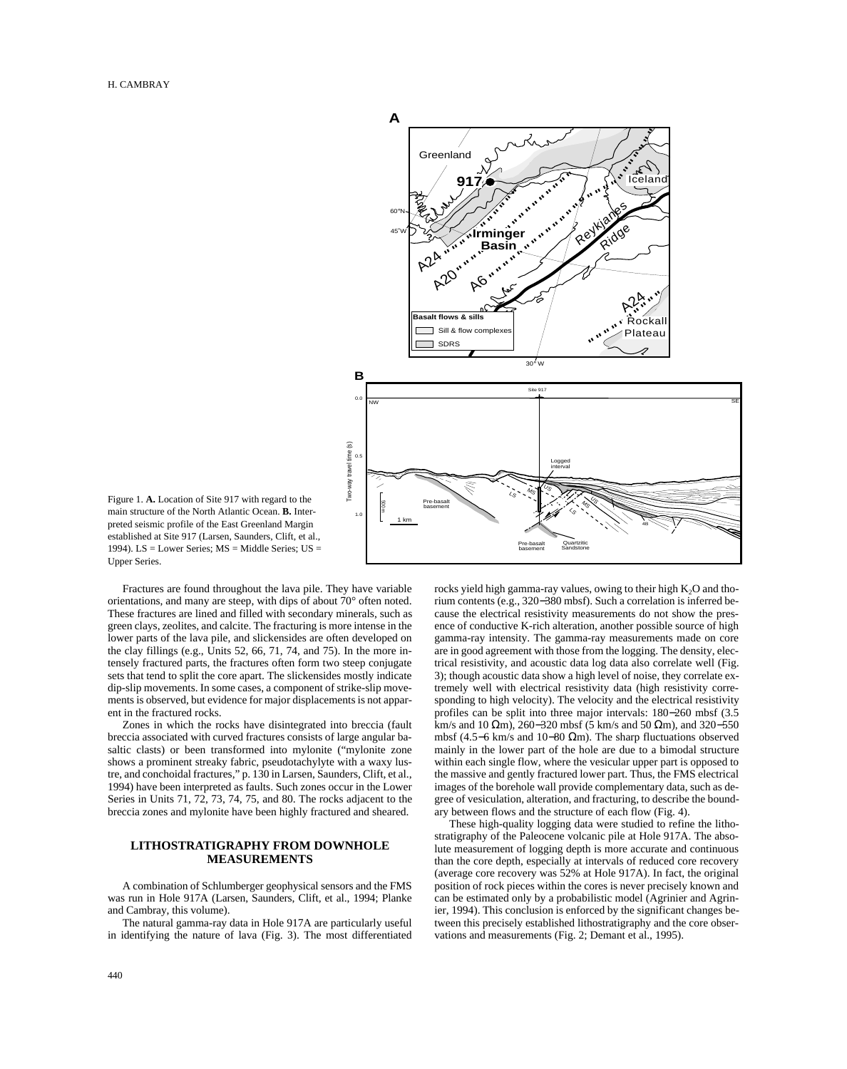Figure 1. **A.** Location of Site 917 with regard to the main structure of the North Atlantic Ocean. **B.** Interpreted seismic profile of the East Greenland Margin established at Site 917 (Larsen, Saunders, Clift, et al., 1994). LS = Lower Series; MS = Middle Series; US = Upper Series.

Fractures are found throughout the lava pile. They have variable orientations, and many are steep, with dips of about 70° often noted. These fractures are lined and filled with secondary minerals, such as green clays, zeolites, and calcite. The fracturing is more intense in the lower parts of the lava pile, and slickensides are often developed on the clay fillings (e.g., Units 52, 66, 71, 74, and 75). In the more intensely fractured parts, the fractures often form two steep conjugate sets that tend to split the core apart. The slickensides mostly indicate dip-slip movements. In some cases, a component of strike-slip movements is observed, but evidence for major displacements is not apparent in the fractured rocks.

Zones in which the rocks have disintegrated into breccia (fault breccia associated with curved fractures consists of large angular basaltic clasts) or been transformed into mylonite ("mylonite zone shows a prominent streaky fabric, pseudotachylyte with a waxy lustre, and conchoidal fractures," p. 130 in Larsen, Saunders, Clift, et al., 1994) have been interpreted as faults. Such zones occur in the Lower Series in Units 71, 72, 73, 74, 75, and 80. The rocks adjacent to the breccia zones and mylonite have been highly fractured and sheared.

## LITHOSTRATIGRAPHY FROM DOWNHOLE MEASUREMENTS

A combination of Schlumberger geophysical sensors and the FMS was run in Hole 917A (Larsen, Saunders, Clift, et al., 1994; Planke and Cambray, this volume).

The natural gamma-ray data in Hole 917A are particularly useful in identifying the nature of lava (Fig. 3). The most differentiated rocks yield high gamma-ray values, owing to their high $K_2O$ and thorium contents (e.g., 320−380 mbsf). Such a correlation is inferred because the electrical resistivity measurements do not show the presence of conductive K-rich alteration, another possible source of high gamma-ray intensity. The gamma-ray measurements made on core are in good agreement with those from the logging. The density, electrical resistivity, and acoustic data log data also correlate well (Fig. 3); though acoustic data show a high level of noise, they correlate extremely well with electrical resistivity data (high resistivity corresponding to high velocity). The velocity and the electrical resistivity profiles can be split into three major intervals: 180−260 mbsf (3.5 km/s and 10 $\Omega$m), 260−320 mbsf (5 km/s and 50 $\Omega$m), and 320−550 mbsf (4.5−6 km/s and 10−80 $\Omega$m). The sharp fluctuations observed mainly in the lower part of the hole are due to a bimodal structure within each single flow, where the vesicular upper part is opposed to the massive and gently fractured lower part. Thus, the FMS electrical images of the borehole wall provide complementary data, such as degree of vesiculation, alteration, and fracturing, to describe the boundary between flows and the structure of each flow (Fig. 4).

These high-quality logging data were studied to refine the lithostratigraphy of the Paleocene volcanic pile at Hole 917A. The absolute measurement of logging depth is more accurate and continuous than the core depth, especially at intervals of reduced core recovery (average core recovery was 52% at Hole 917A). In fact, the original position of rock pieces within the cores is never precisely known and can be estimated only by a probabilistic model (Agrinier and Agrinier, 1994). This conclusion is enforced by the significant changes between this precisely established lithostratigraphy and the core observations and measurements (Fig. 2; Demant et al., 1995).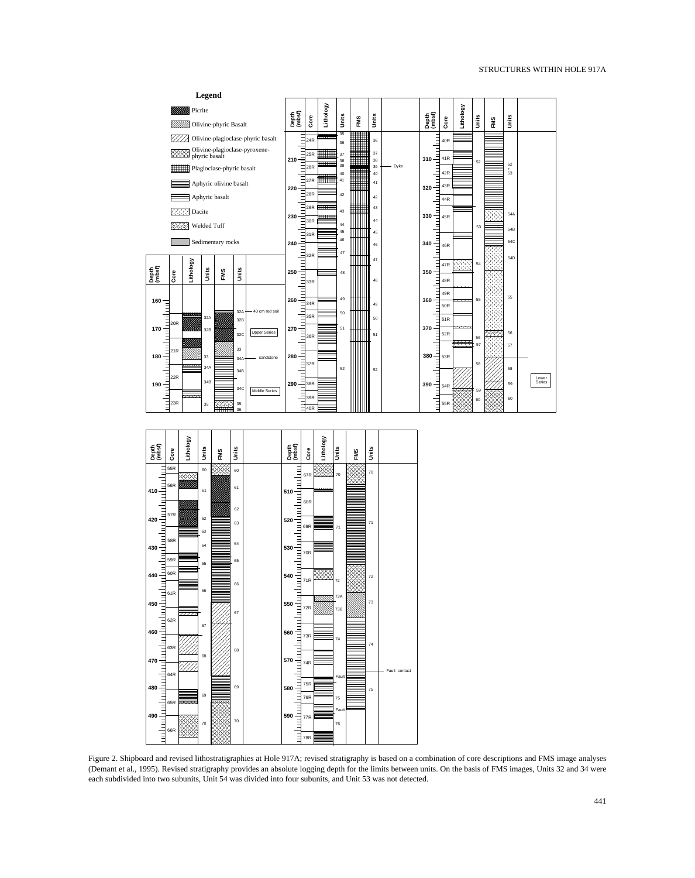Figure 2. Shipboard and revised lithostratigraphies at Hole 917A; revised stratigraphy is based on a combination of core descriptions and FMS image analyses (Demant et al., 1995). Revised stratigraphy provides an absolute logging depth for the limits between units. On the basis of FMS images, Units 32 and 34 were each subdivided into two subunits, Unit 54 was divided into four subunits, and Unit 53 was not detected.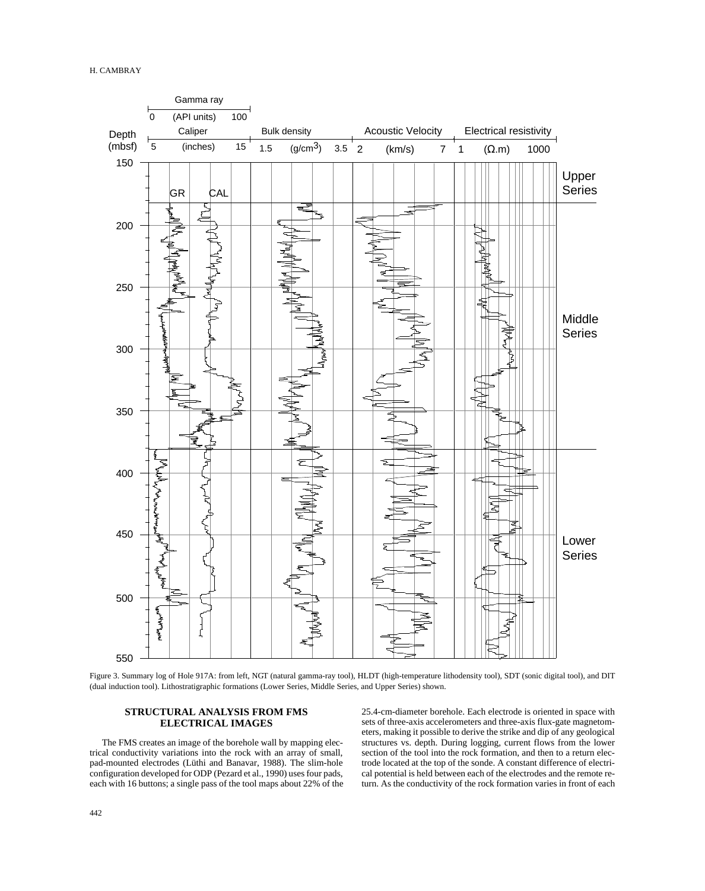Figure 3. Summary log of Hole 917A: from left, NGT (natural gamma-ray tool), HLDT (high-temperature lithodensity tool), SDT (sonic digital tool), and DIT (dual induction tool). Lithostratigraphic formations (Lower Series, Middle Series, and Upper Series) shown.

## STRUCTURAL ANALYSIS FROM FMS ELECTRICAL IMAGES

The FMS creates an image of the borehole wall by mapping electrical conductivity variations into the rock with an array of small, pad-mounted electrodes (Lüthi and Banavar, 1988). The slim-hole configuration developed for ODP (Pezard et al., 1990) uses four pads, each with 16 buttons; a single pass of the tool maps about 22% of the 25.4-cm-diameter borehole. Each electrode is oriented in space with sets of three-axis accelerometers and three-axis flux-gate magnetometers, making it possible to derive the strike and dip of any geological structures vs. depth. During logging, current flows from the lower section of the tool into the rock formation, and then to a return electrode located at the top of the sonde. A constant difference of electrical potential is held between each of the electrodes and the remote return. As the conductivity of the rock formation varies in front of each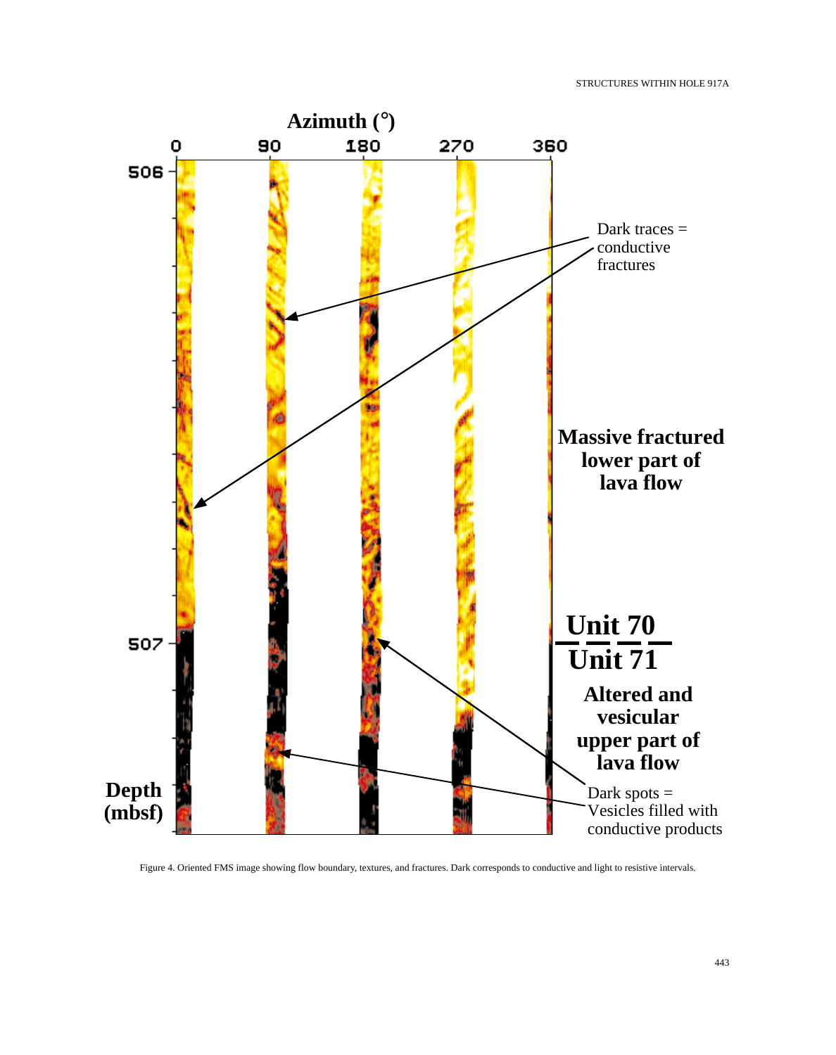Azimuth (°)

0 90 180 270 360

506

507

Depth (mbsf)

Dark traces = conductive fractures

Massive fractured lower part of lava flow

Unit 70

Unit 71

Altered and vesicular upper part of lava flow

Dark spots = Vesicles filled with conductive products

Figure 4. Oriented FMS image showing flow boundary, textures, and fractures. Dark corresponds to conductive and light to resistive intervals.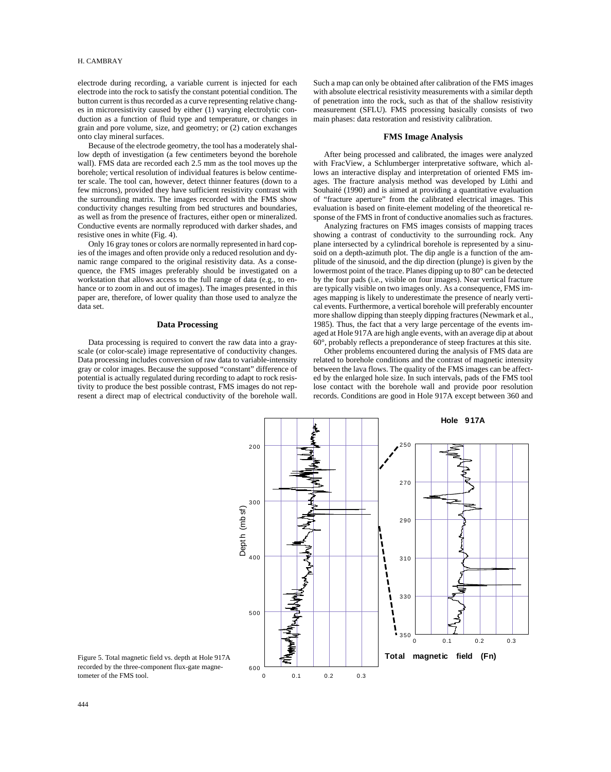electrode during recording, a variable current is injected for each electrode into the rock to satisfy the constant potential condition. The button current is thus recorded as a curve representing relative changes in microresistivity caused by either (1) varying electrolytic conduction as a function of fluid type and temperature, or changes in grain and pore volume, size, and geometry; or (2) cation exchanges onto clay mineral surfaces.

Because of the electrode geometry, the tool has a moderately shallow depth of investigation (a few centimeters beyond the borehole wall). FMS data are recorded each 2.5 mm as the tool moves up the borehole; vertical resolution of individual features is below centimeter scale. The tool can, however, detect thinner features (down to a few microns), provided they have sufficient resistivity contrast with the surrounding matrix. The images recorded with the FMS show conductivity changes resulting from bed structures and boundaries, as well as from the presence of fractures, either open or mineralized. Conductive events are normally reproduced with darker shades, and resistive ones in white (Fig. 4).

Only 16 gray tones or colors are normally represented in hard copies of the images and often provide only a reduced resolution and dynamic range compared to the original resistivity data. As a consequence, the FMS images preferably should be investigated on a workstation that allows access to the full range of data (e.g., to enhance or to zoom in and out of images). The images presented in this paper are, therefore, of lower quality than those used to analyze the data set.

## Data Processing

Data processing is required to convert the raw data into a grayscale (or color-scale) image representative of conductivity changes. Data processing includes conversion of raw data to variable-intensity gray or color images. Because the supposed "constant" difference of potential is actually regulated during recording to adapt to rock resistivity to produce the best possible contrast, FMS images do not represent a direct map of electrical conductivity of the borehole wall. Such a map can only be obtained after calibration of the FMS images with absolute electrical resistivity measurements with a similar depth of penetration into the rock, such as that of the shallow resistivity measurement (SFLU). FMS processing basically consists of two main phases: data restoration and resistivity calibration.

## FMS Image Analysis

After being processed and calibrated, the images were analyzed with FracView, a Schlumberger interpretative software, which allows an interactive display and interpretation of oriented FMS images. The fracture analysis method was developed by Lüthi and Souhaité (1990) and is aimed at providing a quantitative evaluation of "fracture aperture" from the calibrated electrical images. This evaluation is based on finite-element modeling of the theoretical response of the FMS in front of conductive anomalies such as fractures.

Analyzing fractures on FMS images consists of mapping traces showing a contrast of conductivity to the surrounding rock. Any plane intersected by a cylindrical borehole is represented by a sinusoid on a depth-azimuth plot. The dip angle is a function of the amplitude of the sinusoid, and the dip direction (plunge) is given by the lowermost point of the trace. Planes dipping up to 80° can be detected by the four pads (i.e., visible on four images). Near vertical fracture are typically visible on two images only. As a consequence, FMS images mapping is likely to underestimate the presence of nearly vertical events. Furthermore, a vertical borehole will preferably encounter more shallow dipping than steeply dipping fractures (Newmark et al., 1985). Thus, the fact that a very large percentage of the events imaged at Hole 917A are high angle events, with an average dip at about 60°, probably reflects a preponderance of steep fractures at this site.

Other problems encountered during the analysis of FMS data are related to borehole conditions and the contrast of magnetic intensity between the lava flows. The quality of the FMS images can be affected by the enlarged hole size. In such intervals, pads of the FMS tool lose contact with the borehole wall and provide poor resolution records. Conditions are good in Hole 917A except between 360 and

Figure 5. Total magnetic field vs. depth at Hole 917A recorded by the three-component flux-gate magnetometer of the FMS tool.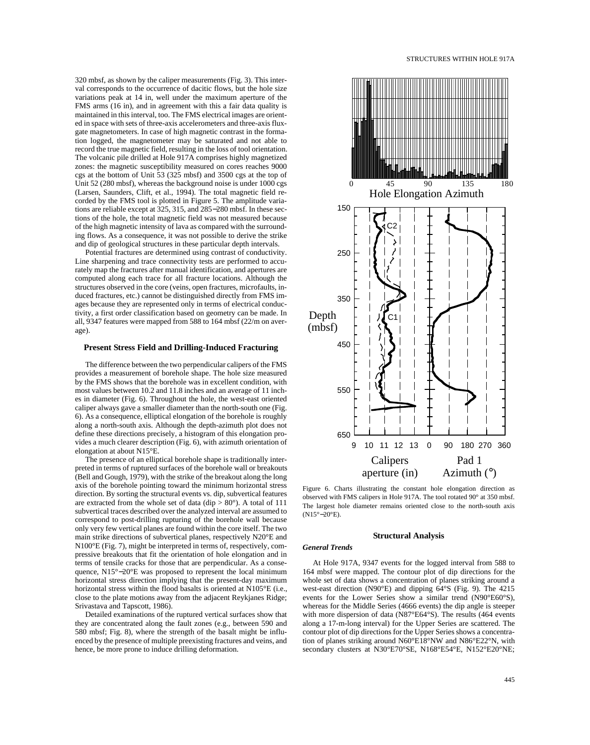320 mbsf, as shown by the caliper measurements (Fig. 3). This interval corresponds to the occurrence of dacitic flows, but the hole size variations peak at 14 in, well under the maximum aperture of the FMS arms (16 in), and in agreement with this a fair data quality is maintained in this interval, too. The FMS electrical images are oriented in space with sets of three-axis accelerometers and three-axis fluxgate magnetometers. In case of high magnetic contrast in the formation logged, the magnetometer may be saturated and not able to record the true magnetic field, resulting in the loss of tool orientation. The volcanic pile drilled at Hole 917A comprises highly magnetized zones: the magnetic susceptibility measured on cores reaches 9000 cgs at the bottom of Unit 53 (325 mbsf) and 3500 cgs at the top of Unit 52 (280 mbsf), whereas the background noise is under 1000 cgs (Larsen, Saunders, Clift, et al., 1994). The total magnetic field recorded by the FMS tool is plotted in Figure 5. The amplitude variations are reliable except at 325, 315, and 285−280 mbsf. In these sections of the hole, the total magnetic field was not measured because of the high magnetic intensity of lava as compared with the surrounding flows. As a consequence, it was not possible to derive the strike and dip of geological structures in these particular depth intervals.

Potential fractures are determined using contrast of conductivity. Line sharpening and trace connectivity tests are performed to accurately map the fractures after manual identification, and apertures are computed along each trace for all fracture locations. Although the structures observed in the core (veins, open fractures, microfaults, induced fractures, etc.) cannot be distinguished directly from FMS images because they are represented only in terms of electrical conductivity, a first order classification based on geometry can be made. In all, 9347 features were mapped from 588 to 164 mbsf (22/m on average).

### Present Stress Field and Drilling-Induced Fracturing

The difference between the two perpendicular calipers of the FMS provides a measurement of borehole shape. The hole size measured by the FMS shows that the borehole was in excellent condition, with most values between 10.2 and 11.8 inches and an average of 11 inches in diameter (Fig. 6). Throughout the hole, the west-east oriented caliper always gave a smaller diameter than the north-south one (Fig. 6). As a consequence, elliptical elongation of the borehole is roughly along a north-south axis. Although the depth-azimuth plot does not define these directions precisely, a histogram of this elongation provides a much clearer description (Fig. 6), with azimuth orientation of elongation at about N15°E.

The presence of an elliptical borehole shape is traditionally interpreted in terms of ruptured surfaces of the borehole wall or breakouts (Bell and Gough, 1979), with the strike of the breakout along the long axis of the borehole pointing toward the minimum horizontal stress direction. By sorting the structural events vs. dip, subvertical features are extracted from the whole set of data (dip > 80°). A total of 111 subvertical traces described over the analyzed interval are assumed to correspond to post-drilling rupturing of the borehole wall because only very few vertical planes are found within the core itself. The two main strike directions of subvertical planes, respectively N20°E and N100°E (Fig. 7), might be interpreted in terms of, respectively, compressive breakouts that fit the orientation of hole elongation and in terms of tensile cracks for those that are perpendicular. As a consequence, N15°−20°E was proposed to represent the local minimum horizontal stress direction implying that the present-day maximum horizontal stress within the flood basalts is oriented at N105°E (i.e., close to the plate motions away from the adjacent Reykjanes Ridge; Srivastava and Tapscott, 1986).

Detailed examinations of the ruptured vertical surfaces show that they are concentrated along the fault zones (e.g., between 590 and 580 mbsf; Fig. 8), where the strength of the basalt might be influenced by the presence of multiple preexisting fractures and veins, and hence, be more prone to induce drilling deformation.

Figure 6. Charts illustrating the constant hole elongation direction as observed with FMS calipers in Hole 917A. The tool rotated 90° at 350 mbsf. The largest hole diameter remains oriented close to the north-south axis (N15°−20°E).

## Structural Analysis

### *General Trends*

At Hole 917A, 9347 events for the logged interval from 588 to 164 mbsf were mapped. The contour plot of dip directions for the whole set of data shows a concentration of planes striking around a west-east direction (N90°E) and dipping 64°S (Fig. 9). The 4215 events for the Lower Series show a similar trend (N90°E60°S), whereas for the Middle Series (4666 events) the dip angle is steeper with more dispersion of data (N87°E64°S). The results (464 events along a 17-m-long interval) for the Upper Series are scattered. The contour plot of dip directions for the Upper Series shows a concentration of planes striking around N60°E18°NW and N86°E22°N, with secondary clusters at N30°E70°SE, N168°E54°E, N152°E20°NE;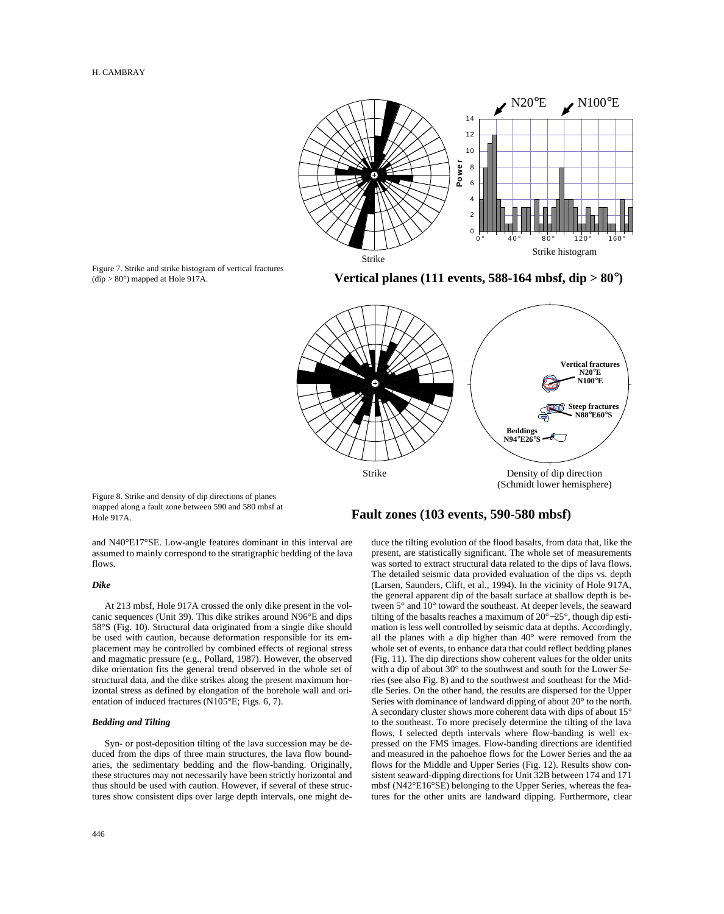Figure 7. Strike and strike histogram of vertical fractures (dip > 80°) mapped at Hole 917A.

Figure 8. Strike and density of dip directions of planes mapped along a fault zone between 590 and 580 mbsf at Hole 917A.

and N40°E17°SE. Low-angle features dominant in this interval are assumed to mainly correspond to the stratigraphic bedding of the lava flows.

### *Dike*

At 213 mbsf, Hole 917A crossed the only dike present in the volcanic sequences (Unit 39). This dike strikes around N96°E and dips 58°S (Fig. 10). Structural data originated from a single dike should be used with caution, because deformation responsible for its emplacement may be controlled by combined effects of regional stress and magmatic pressure (e.g., Pollard, 1987). However, the observed dike orientation fits the general trend observed in the whole set of structural data, and the dike strikes along the present maximum horizontal stress as defined by elongation of the borehole wall and orientation of induced fractures (N105°E; Figs. 6, 7).

### *Bedding and Tilting*

Syn- or post-deposition tilting of the lava succession may be deduced from the dips of three main structures, the lava flow boundaries, the sedimentary bedding and the flow-banding. Originally, these structures may not necessarily have been strictly horizontal and thus should be used with caution. However, if several of these structures show consistent dips over large depth intervals, one might deduce the tilting evolution of the flood basalts, from data that, like the present, are statistically significant. The whole set of measurements was sorted to extract structural data related to the dips of lava flows. The detailed seismic data provided evaluation of the dips vs. depth (Larsen, Saunders, Clift, et al., 1994). In the vicinity of Hole 917A, the general apparent dip of the basalt surface at shallow depth is between 5° and 10° toward the southeast. At deeper levels, the seaward tilting of the basalts reaches a maximum of 20°–25°, though dip estimation is less well controlled by seismic data at depths. Accordingly, all the planes with a dip higher than 40° were removed from the whole set of events, to enhance data that could reflect bedding planes (Fig. 11). The dip directions show coherent values for the older units with a dip of about 30° to the southwest and south for the Lower Series (see also Fig. 8) and to the southwest and southeast for the Middle Series. On the other hand, the results are dispersed for the Upper Series with dominance of landward dipping of about 20° to the north. A secondary cluster shows more coherent data with dips of about 15° to the southeast. To more precisely determine the tilting of the lava flows, I selected depth intervals where flow-banding is well expressed on the FMS images. Flow-banding directions are identified and measured in the pahoehoe flows for the Lower Series and the aa flows for the Middle and Upper Series (Fig. 12). Results show consistent seaward-dipping directions for Unit 32B between 174 and 171 mbsf (N42°E16°SE) belonging to the Upper Series, whereas the features for the other units are landward dipping. Furthermore, clear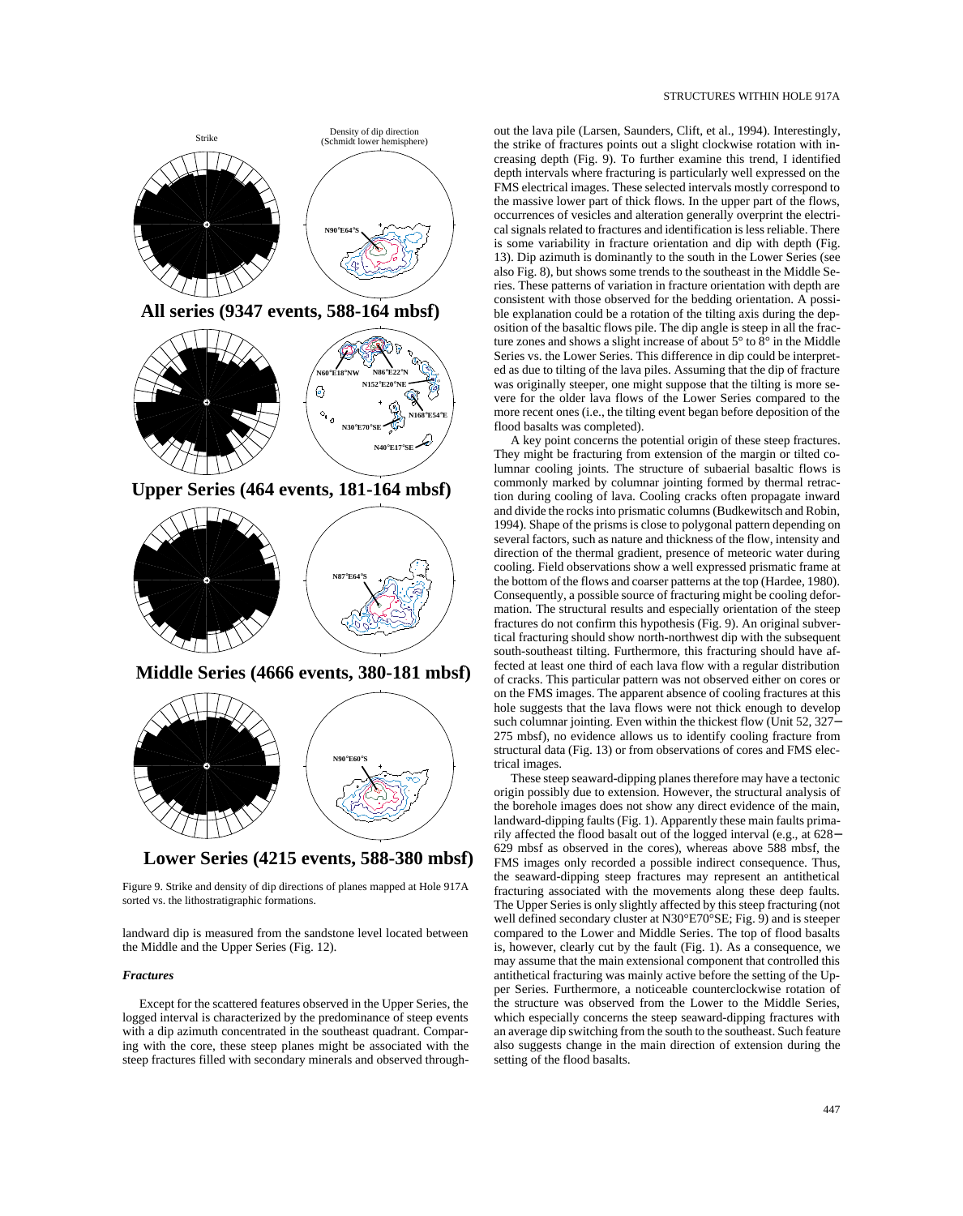Strike

Density of dip direction (Schmidt lower hemisphere)

N90°E64°S

**All series (9347 events, 588-164 mbsf)**

N60°E18°NW N86°E22°N N152°E20°NE N168°E54°E N30°E70°SE N40°E17°SE

**Upper Series (464 events, 181-164 mbsf)**

N87°E64°S

**Middle Series (4666 events, 380-181 mbsf)**

N90°E60°S

**Lower Series (4215 events, 588-380 mbsf)**

Figure 9. Strike and density of dip directions of planes mapped at Hole 917A sorted vs. the lithostratigraphic formations.

landward dip is measured from the sandstone level located between the Middle and the Upper Series (Fig. 12).

### *Fractures*

Except for the scattered features observed in the Upper Series, the logged interval is characterized by the predominance of steep events with a dip azimuth concentrated in the southeast quadrant. Comparing with the core, these steep planes might be associated with the steep fractures filled with secondary minerals and observed throughout the lava pile (Larsen, Saunders, Clift, et al., 1994). Interestingly, the strike of fractures points out a slight clockwise rotation with increasing depth (Fig. 9). To further examine this trend, I identified depth intervals where fracturing is particularly well expressed on the FMS electrical images. These selected intervals mostly correspond to the massive lower part of thick flows. In the upper part of the flows, occurrences of vesicles and alteration generally overprint the electrical signals related to fractures and identification is less reliable. There is some variability in fracture orientation and dip with depth (Fig. 13). Dip azimuth is dominantly to the south in the Lower Series (see also Fig. 8), but shows some trends to the southeast in the Middle Series. These patterns of variation in fracture orientation with depth are consistent with those observed for the bedding orientation. A possible explanation could be a rotation of the tilting axis during the deposition of the basaltic flows pile. The dip angle is steep in all the fracture zones and shows a slight increase of about 5° to 8° in the Middle Series vs. the Lower Series. This difference in dip could be interpreted as due to tilting of the lava piles. Assuming that the dip of fracture was originally steeper, one might suppose that the tilting is more severe for the older lava flows of the Lower Series compared to the more recent ones (i.e., the tilting event began before deposition of the flood basalts was completed).

A key point concerns the potential origin of these steep fractures. They might be fracturing from extension of the margin or tilted columnar cooling joints. The structure of subaerial basaltic flows is commonly marked by columnar jointing formed by thermal retraction during cooling of lava. Cooling cracks often propagate inward and divide the rocks into prismatic columns (Budkewitsch and Robin, 1994). Shape of the prisms is close to polygonal pattern depending on several factors, such as nature and thickness of the flow, intensity and direction of the thermal gradient, presence of meteoric water during cooling. Field observations show a well expressed prismatic frame at the bottom of the flows and coarser patterns at the top (Hardee, 1980). Consequently, a possible source of fracturing might be cooling deformation. The structural results and especially orientation of the steep fractures do not confirm this hypothesis (Fig. 9). An original subvertical fracturing should show north-northwest dip with the subsequent south-southeast tilting. Furthermore, this fracturing should have affected at least one third of each lava flow with a regular distribution of cracks. This particular pattern was not observed either on cores or on the FMS images. The apparent absence of cooling fractures at this hole suggests that the lava flows were not thick enough to develop such columnar jointing. Even within the thickest flow (Unit 52, 327−275 mbsf), no evidence allows us to identify cooling fracture from structural data (Fig. 13) or from observations of cores and FMS electrical images.

These steep seaward-dipping planes therefore may have a tectonic origin possibly due to extension. However, the structural analysis of the borehole images does not show any direct evidence of the main, landward-dipping faults (Fig. 1). Apparently these main faults primarily affected the flood basalt out of the logged interval (e.g., at 628−629 mbsf as observed in the cores), whereas above 588 mbsf, the FMS images only recorded a possible indirect consequence. Thus, the seaward-dipping steep fractures may represent an antithetical fracturing associated with the movements along these deep faults. The Upper Series is only slightly affected by this steep fracturing (not well defined secondary cluster at N30°E70°SE; Fig. 9) and is steeper compared to the Lower and Middle Series. The top of flood basalts is, however, clearly cut by the fault (Fig. 1). As a consequence, we may assume that the main extensional component that controlled this antithetical fracturing was mainly active before the setting of the Upper Series. Furthermore, a noticeable counterclockwise rotation of the structure was observed from the Lower to the Middle Series, which especially concerns the steep seaward-dipping fractures with an average dip switching from the south to the southeast. Such feature also suggests change in the main direction of extension during the setting of the flood basalts.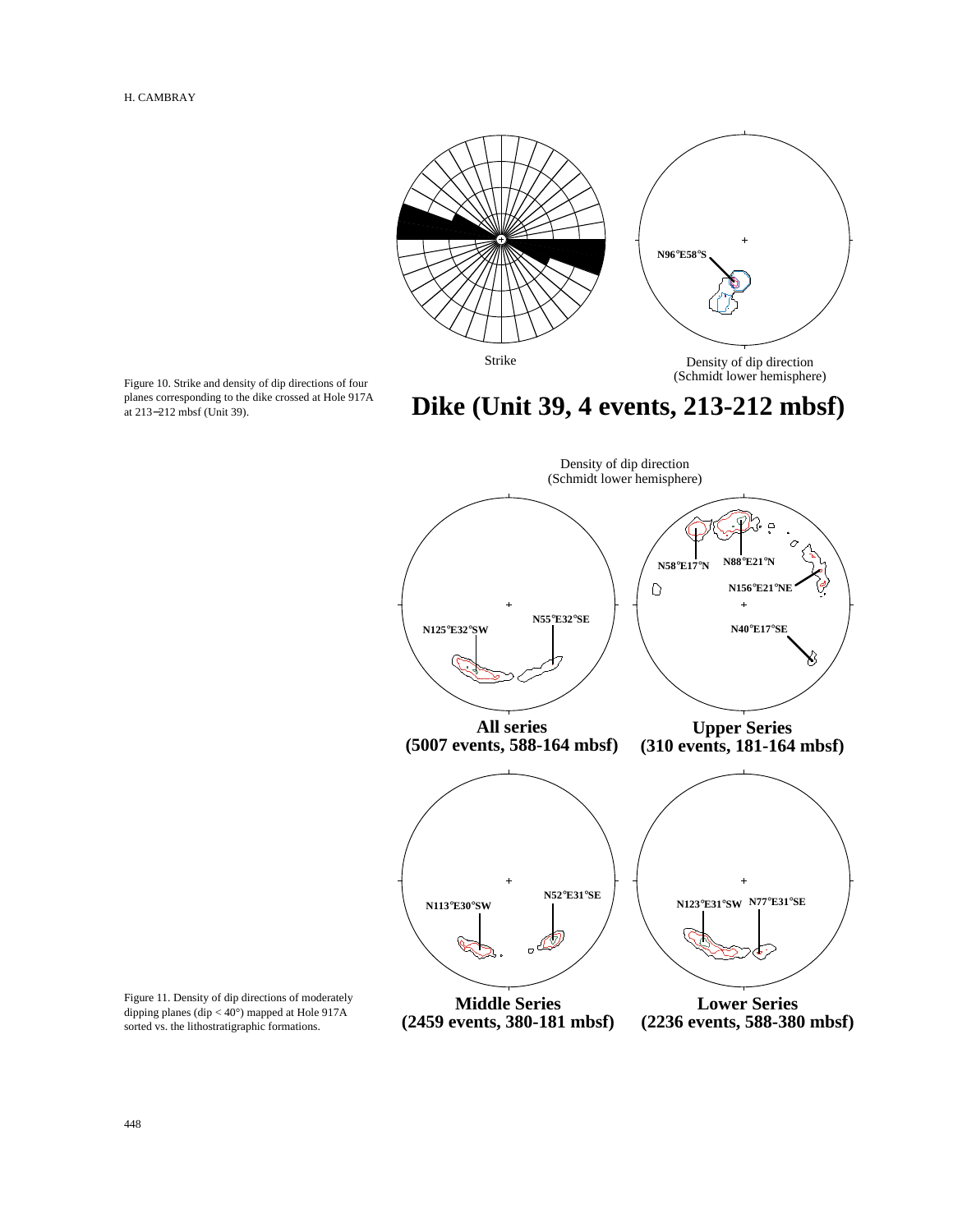Strike

Density of dip direction
(Schmidt lower hemisphere)

N96°E58°S

**Dike (Unit 39, 4 events, 213-212 mbsf)**

Figure 10. Strike and density of dip directions of four planes corresponding to the dike crossed at Hole 917A at 213−212 mbsf (Unit 39).

Density of dip direction
(Schmidt lower hemisphere)

N125°E32°SW

N55°E32°SE

**All series**
**(5007 events, 588-164 mbsf)**

N58°E17°N

N88°E21°N

N156°E21°NE

N40°E17°SE

**Upper Series**
**(310 events, 181-164 mbsf)**

N113°E30°SW

N52°E31°SE

**Middle Series**
**(2459 events, 380-181 mbsf)**

N123°E31°SW

N77°E31°SE

**Lower Series**
**(2236 events, 588-380 mbsf)**

Figure 11. Density of dip directions of moderately dipping planes (dip < 40°) mapped at Hole 917A sorted vs. the lithostratigraphic formations.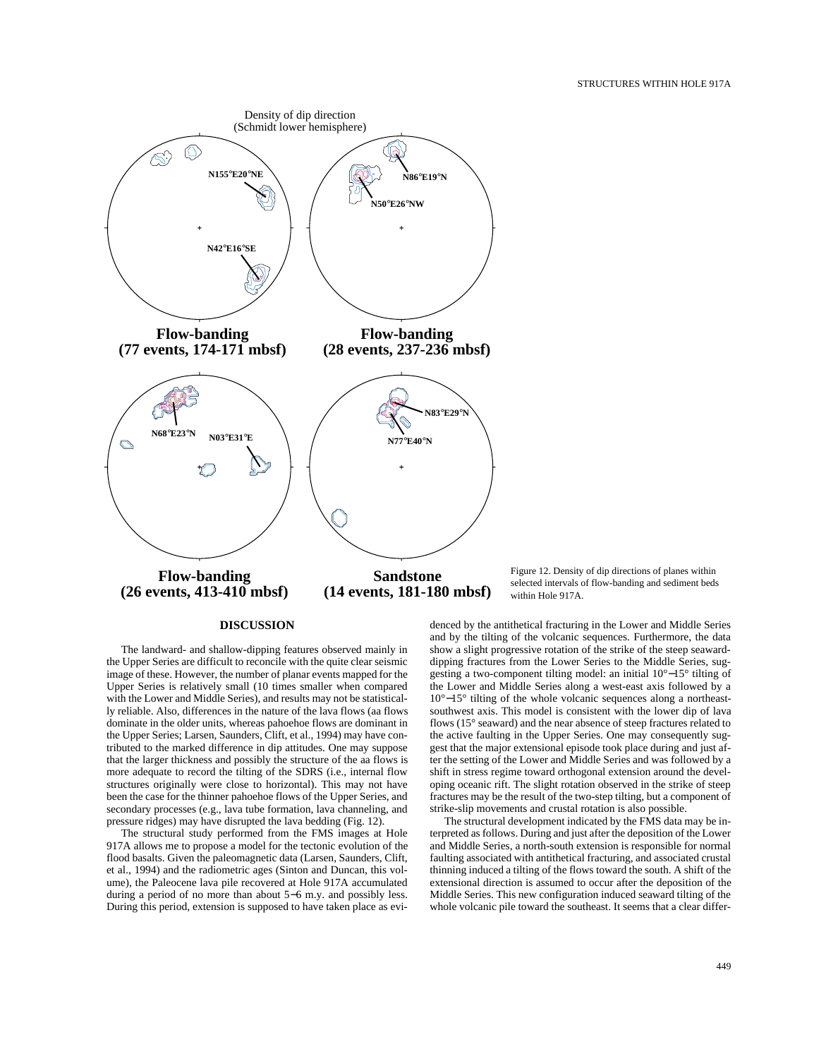Density of dip direction
(Schmidt lower hemisphere)

N155°E20°NE

N42°E16°SE

**Flow-banding (77 events, 174-171 mbsf)**

N86°E19°N

N50°E26°NW

**Flow-banding (28 events, 237-236 mbsf)**

N68°E23°N

N03°E31°E

**Flow-banding (26 events, 413-410 mbsf)**

N83°E29°N

N77°E40°N

**Sandstone (14 events, 181-180 mbsf)**

Figure 12. Density of dip directions of planes within selected intervals of flow-banding and sediment beds within Hole 917A.

## DISCUSSION

The landward- and shallow-dipping features observed mainly in the Upper Series are difficult to reconcile with the quite clear seismic image of these. However, the number of planar events mapped for the Upper Series is relatively small (10 times smaller when compared with the Lower and Middle Series), and results may not be statistically reliable. Also, differences in the nature of the lava flows (aa flows dominate in the older units, whereas pahoehoe flows are dominant in the Upper Series; Larsen, Saunders, Clift, et al., 1994) may have contributed to the marked difference in dip attitudes. One may suppose that the larger thickness and possibly the structure of the aa flows is more adequate to record the tilting of the SDRS (i.e., internal flow structures originally were close to horizontal). This may not have been the case for the thinner pahoehoe flows of the Upper Series, and secondary processes (e.g., lava tube formation, lava channeling, and pressure ridges) may have disrupted the lava bedding (Fig. 12).

The structural study performed from the FMS images at Hole 917A allows me to propose a model for the tectonic evolution of the flood basalts. Given the paleomagnetic data (Larsen, Saunders, Clift, et al., 1994) and the radiometric ages (Sinton and Duncan, this volume), the Paleocene lava pile recovered at Hole 917A accumulated during a period of no more than about 5−6 m.y. and possibly less. During this period, extension is supposed to have taken place as evidenced by the antithetical fracturing in the Lower and Middle Series and by the tilting of the volcanic sequences. Furthermore, the data show a slight progressive rotation of the strike of the steep seaward-dipping fractures from the Lower Series to the Middle Series, suggesting a two-component tilting model: an initial 10°−15° tilting of the Lower and Middle Series along a west-east axis followed by a 10°−15° tilting of the whole volcanic sequences along a northeast-southwest axis. This model is consistent with the lower dip of lava flows (15° seaward) and the near absence of steep fractures related to the active faulting in the Upper Series. One may consequently suggest that the major extensional episode took place during and just after the setting of the Lower and Middle Series and was followed by a shift in stress regime toward orthogonal extension around the developing oceanic rift. The slight rotation observed in the strike of steep fractures may be the result of the two-step tilting, but a component of strike-slip movements and crustal rotation is also possible.

The structural development indicated by the FMS data may be interpreted as follows. During and just after the deposition of the Lower and Middle Series, a north-south extension is responsible for normal faulting associated with antithetical fracturing, and associated crustal thinning induced a tilting of the flows toward the south. A shift of the extensional direction is assumed to occur after the deposition of the Middle Series. This new configuration induced seaward tilting of the whole volcanic pile toward the southeast. It seems that a clear differ-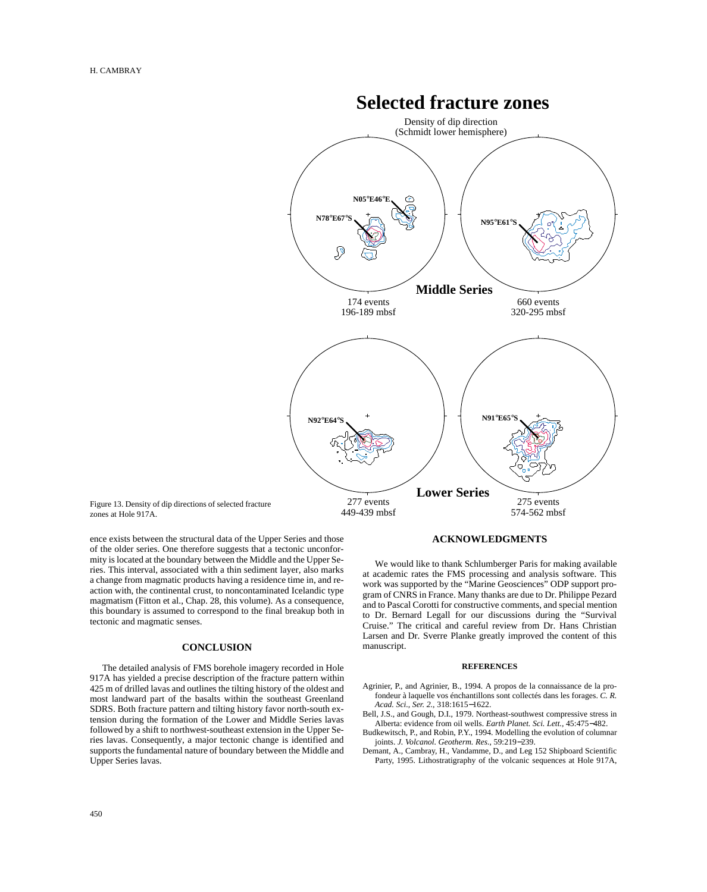Figure 13. Density of dip directions of selected fracture zones at Hole 917A.

ence exists between the structural data of the Upper Series and those of the older series. One therefore suggests that a tectonic unconformity is located at the boundary between the Middle and the Upper Series. This interval, associated with a thin sediment layer, also marks a change from magmatic products having a residence time in, and reaction with, the continental crust, to noncontaminated Icelandic type magmatism (Fitton et al., Chap. 28, this volume). As a consequence, this boundary is assumed to correspond to the final breakup both in tectonic and magmatic senses.

## CONCLUSION

The detailed analysis of FMS borehole imagery recorded in Hole 917A has yielded a precise description of the fracture pattern within 425 m of drilled lavas and outlines the tilting history of the oldest and most landward part of the basalts within the southeast Greenland SDRS. Both fracture pattern and tilting history favor north-south extension during the formation of the Lower and Middle Series lavas followed by a shift to northwest-southeast extension in the Upper Series lavas. Consequently, a major tectonic change is identified and supports the fundamental nature of boundary between the Middle and Upper Series lavas.

## ACKNOWLEDGMENTS

We would like to thank Schlumberger Paris for making available at academic rates the FMS processing and analysis software. This work was supported by the "Marine Geosciences" ODP support program of CNRS in France. Many thanks are due to Dr. Philippe Pezard and to Pascal Corotti for constructive comments, and special mention to Dr. Bernard Legall for our discussions during the "Survival Cruise." The critical and careful review from Dr. Hans Christian Larsen and Dr. Sverre Planke greatly improved the content of this manuscript.

### REFERENCES

Agrinier, P., and Agrinier, B., 1994. A propos de la connaissance de la profondeur à laquelle vos énchantillons sont collectés dans les forages. *C. R. Acad. Sci., Ser. 2.*, 318:1615–1622.

Bell, J.S., and Gough, D.I., 1979. Northeast-southwest compressive stress in Alberta: evidence from oil wells. *Earth Planet. Sci. Lett.*, 45:475–482.

Budkewitsch, P., and Robin, P.Y., 1994. Modelling the evolution of columnar joints. *J. Volcanol. Geotherm. Res.*, 59:219–239.

Demant, A., Cambray, H., Vandamme, D., and Leg 152 Shipboard Scientific Party, 1995. Lithostratigraphy of the volcanic sequences at Hole 917A,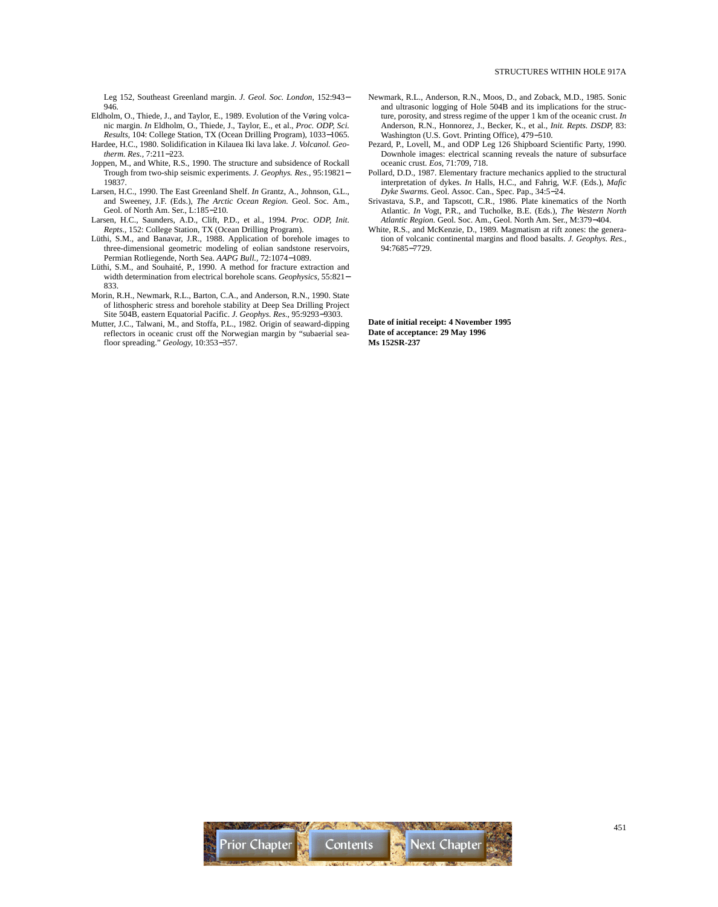Leg 152, Southeast Greenland margin. *J. Geol. Soc. London,* 152:943−946.

Eldholm, O., Thiede, J., and Taylor, E., 1989. Evolution of the Vøring volcanic margin. *In* Eldholm, O., Thiede, J., Taylor, E., et al., *Proc. ODP, Sci. Results,* 104: College Station, TX (Ocean Drilling Program), 1033−1065.

Hardee, H.C., 1980. Solidification in Kilauea Iki lava lake. *J. Volcanol. Geotherm. Res.,* 7:211−223.

Joppen, M., and White, R.S., 1990. The structure and subsidence of Rockall Trough from two-ship seismic experiments. *J. Geophys. Res.,* 95:19821−19837.

Larsen, H.C., 1990. The East Greenland Shelf. *In* Grantz, A., Johnson, G.L., and Sweeney, J.F. (Eds.), *The Arctic Ocean Region.* Geol. Soc. Am., Geol. of North Am. Ser., L:185−210.

Larsen, H.C., Saunders, A.D., Clift, P.D., et al., 1994. *Proc. ODP, Init. Repts.,* 152: College Station, TX (Ocean Drilling Program).

Lüthi, S.M., and Banavar, J.R., 1988. Application of borehole images to three-dimensional geometric modeling of eolian sandstone reservoirs, Permian Rotliegende, North Sea. *AAPG Bull.,* 72:1074−1089.

Lüthi, S.M., and Souhaité, P., 1990. A method for fracture extraction and width determination from electrical borehole scans. *Geophysics,* 55:821−833.

Morin, R.H., Newmark, R.L., Barton, C.A., and Anderson, R.N., 1990. State of lithospheric stress and borehole stability at Deep Sea Drilling Project Site 504B, eastern Equatorial Pacific. *J. Geophys. Res.,* 95:9293−9303.

Mutter, J.C., Talwani, M., and Stoffa, P.L., 1982. Origin of seaward-dipping reflectors in oceanic crust off the Norwegian margin by "subaerial seafloor spreading." *Geology,* 10:353−357.

Newmark, R.L., Anderson, R.N., Moos, D., and Zoback, M.D., 1985. Sonic and ultrasonic logging of Hole 504B and its implications for the structure, porosity, and stress regime of the upper 1 km of the oceanic crust. *In* Anderson, R.N., Honnorez, J., Becker, K., et al., *Init. Repts. DSDP,* 83: Washington (U.S. Govt. Printing Office), 479−510.

Pezard, P., Lovell, M., and ODP Leg 126 Shipboard Scientific Party, 1990. Downhole images: electrical scanning reveals the nature of subsurface oceanic crust. *Eos,* 71:709, 718.

Pollard, D.D., 1987. Elementary fracture mechanics applied to the structural interpretation of dykes. *In* Halls, H.C., and Fahrig, W.F. (Eds.), *Mafic Dyke Swarms.* Geol. Assoc. Can., Spec. Pap., 34:5−24.

Srivastava, S.P., and Tapscott, C.R., 1986. Plate kinematics of the North Atlantic. *In* Vogt, P.R., and Tucholke, B.E. (Eds.), *The Western North Atlantic Region.* Geol. Soc. Am., Geol. North Am. Ser., M:379−404.

White, R.S., and McKenzie, D., 1989. Magmatism at rift zones: the generation of volcanic continental margins and flood basalts. *J. Geophys. Res.,* 94:7685−7729.

**Date of initial receipt: 4 November 1995**
**Date of acceptance: 29 May 1996**
**Ms 152SR-237**